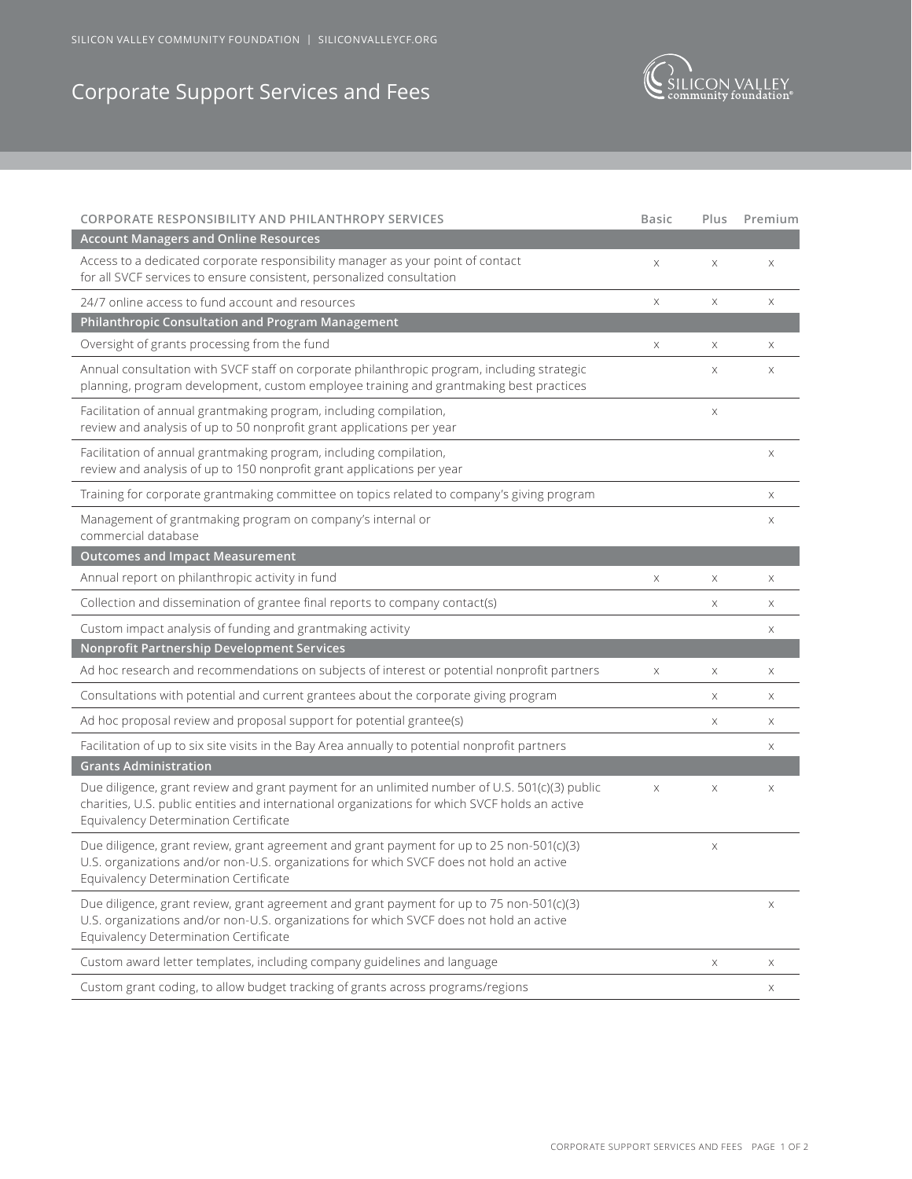# Corporate Support Services and Fees

| CORPORATE RESPONSIBILITY AND PHILANTHROPY SERVICES | Basic | Plus | Premium |
|---|---|---|---|
| **Account Managers and Online Resources** | | | |
| Access to a dedicated corporate responsibility manager as your point of contact for all SVCF services to ensure consistent, personalized consultation | x | x | x |
| 24/7 online access to fund account and resources | x | x | x |
| **Philanthropic Consultation and Program Management** | | | |
| Oversight of grants processing from the fund | x | x | x |
| Annual consultation with SVCF staff on corporate philanthropic program, including strategic planning, program development, custom employee training and grantmaking best practices | | x | x |
| Facilitation of annual grantmaking program, including compilation, review and analysis of up to 50 nonprofit grant applications per year | | x | |
| Facilitation of annual grantmaking program, including compilation, review and analysis of up to 150 nonprofit grant applications per year | | | x |
| Training for corporate grantmaking committee on topics related to company's giving program | | | x |
| Management of grantmaking program on company's internal or commercial database | | | x |
| **Outcomes and Impact Measurement** | | | |
| Annual report on philanthropic activity in fund | x | x | x |
| Collection and dissemination of grantee final reports to company contact(s) | | x | x |
| Custom impact analysis of funding and grantmaking activity | | | x |
| **Nonprofit Partnership Development Services** | | | |
| Ad hoc research and recommendations on subjects of interest or potential nonprofit partners | x | x | x |
| Consultations with potential and current grantees about the corporate giving program | | x | x |
| Ad hoc proposal review and proposal support for potential grantee(s) | | x | x |
| Facilitation of up to six site visits in the Bay Area annually to potential nonprofit partners | | | x |
| **Grants Administration** | | | |
| Due diligence, grant review and grant payment for an unlimited number of U.S. 501(c)(3) public charities, U.S. public entities and international organizations for which SVCF holds an active Equivalency Determination Certificate | x | x | x |
| Due diligence, grant review, grant agreement and grant payment for up to 25 non-501(c)(3) U.S. organizations and/or non-U.S. organizations for which SVCF does not hold an active Equivalency Determination Certificate | | x | |
| Due diligence, grant review, grant agreement and grant payment for up to 75 non-501(c)(3) U.S. organizations and/or non-U.S. organizations for which SVCF does not hold an active Equivalency Determination Certificate | | | x |
| Custom award letter templates, including company guidelines and language | | x | x |
| Custom grant coding, to allow budget tracking of grants across programs/regions | | | x |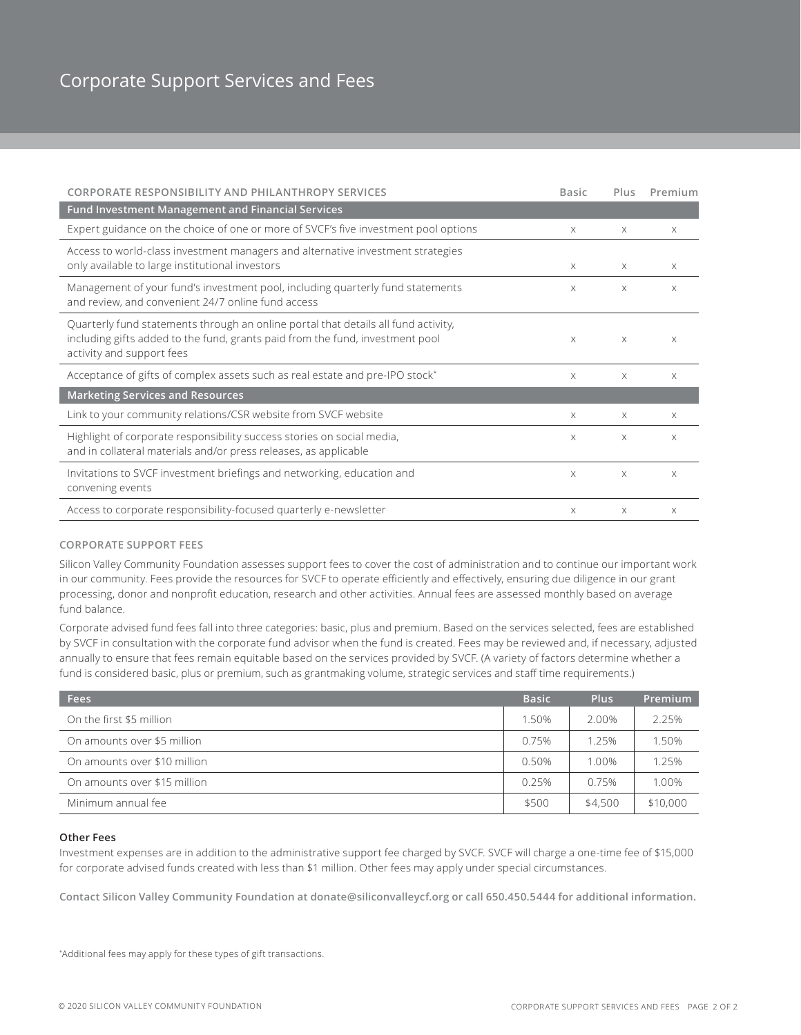# Corporate Support Services and Fees

| CORPORATE RESPONSIBILITY AND PHILANTHROPY SERVICES | Basic | Plus | Premium |
|---|---|---|---|
| **Fund Investment Management and Financial Services** | | | |
| Expert guidance on the choice of one or more of SVCF's five investment pool options | x | x | x |
| Access to world-class investment managers and alternative investment strategies only available to large institutional investors | x | x | x |
| Management of your fund's investment pool, including quarterly fund statements and review, and convenient 24/7 online fund access | x | x | x |
| Quarterly fund statements through an online portal that details all fund activity, including gifts added to the fund, grants paid from the fund, investment pool activity and support fees | x | x | x |
| Acceptance of gifts of complex assets such as real estate and pre-IPO stock* | x | x | x |
| **Marketing Services and Resources** | | | |
| Link to your community relations/CSR website from SVCF website | x | x | x |
| Highlight of corporate responsibility success stories on social media, and in collateral materials and/or press releases, as applicable | x | x | x |
| Invitations to SVCF investment briefings and networking, education and convening events | x | x | x |
| Access to corporate responsibility-focused quarterly e-newsletter | x | x | x |

## CORPORATE SUPPORT FEES

Silicon Valley Community Foundation assesses support fees to cover the cost of administration and to continue our important work in our community. Fees provide the resources for SVCF to operate efficiently and effectively, ensuring due diligence in our grant processing, donor and nonprofit education, research and other activities. Annual fees are assessed monthly based on average fund balance.

Corporate advised fund fees fall into three categories: basic, plus and premium. Based on the services selected, fees are established by SVCF in consultation with the corporate fund advisor when the fund is created. Fees may be reviewed and, if necessary, adjusted annually to ensure that fees remain equitable based on the services provided by SVCF. (A variety of factors determine whether a fund is considered basic, plus or premium, such as grantmaking volume, strategic services and staff time requirements.)

| Fees | Basic | Plus | Premium |
|---|---|---|---|
| On the first $5 million | 1.50% | 2.00% | 2.25% |
| On amounts over $5 million | 0.75% | 1.25% | 1.50% |
| On amounts over $10 million | 0.50% | 1.00% | 1.25% |
| On amounts over $15 million | 0.25% | 0.75% | 1.00% |
| Minimum annual fee | $500 | $4,500 | $10,000 |

### Other Fees

Investment expenses are in addition to the administrative support fee charged by SVCF. SVCF will charge a one-time fee of $15,000 for corporate advised funds created with less than $1 million. Other fees may apply under special circumstances.

**Contact Silicon Valley Community Foundation at donate@siliconvalleycf.org or call 650.450.5444 for additional information.**

*Additional fees may apply for these types of gift transactions.

© 2020 SILICON VALLEY COMMUNITY FOUNDATION